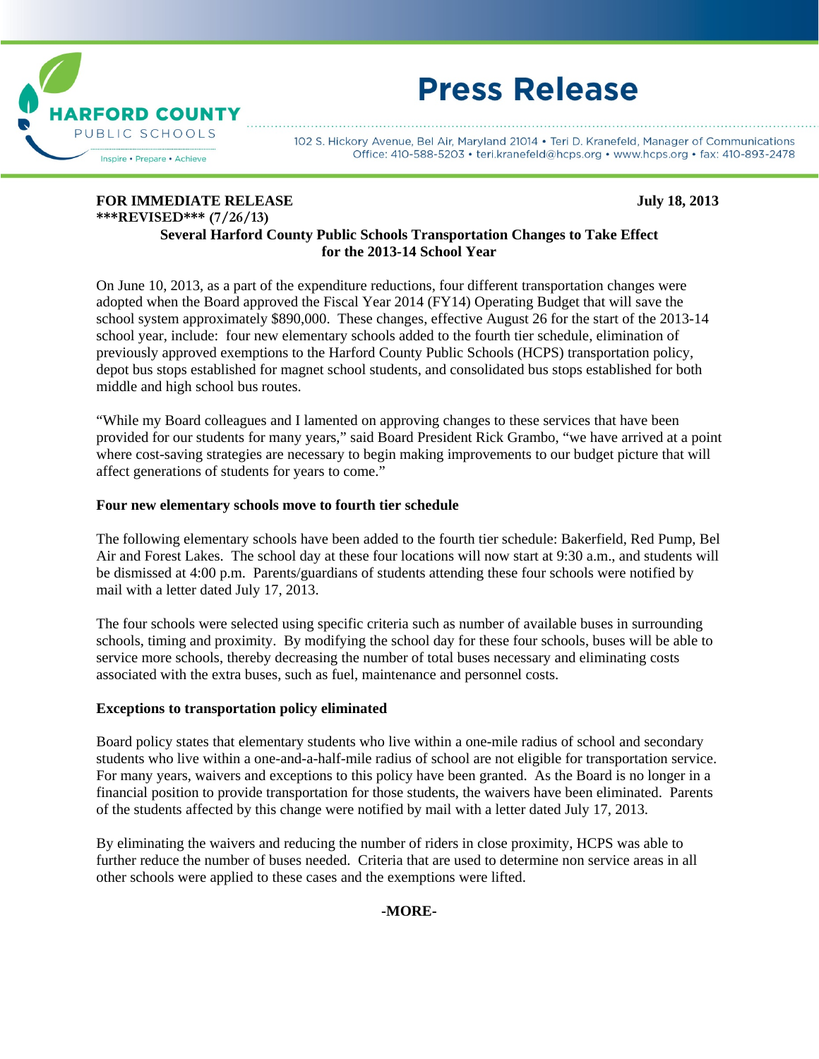HARFORD COUNTY PUBLIC SCHOOLS
Inspire • Prepare • Achieve

# Press Release

102 S. Hickory Avenue, Bel Air, Maryland 21014 • Teri D. Kranefeld, Manager of Communications
Office: 410-588-5203 • teri.kranefeld@hcps.org • www.hcps.org • fax: 410-893-2478

**FOR IMMEDIATE RELEASE** **July 18, 2013**
**\*\*\*REVISED\*\*\* (7/26/13)**

## Several Harford County Public Schools Transportation Changes to Take Effect for the 2013-14 School Year

On June 10, 2013, as a part of the expenditure reductions, four different transportation changes were adopted when the Board approved the Fiscal Year 2014 (FY14) Operating Budget that will save the school system approximately $890,000. These changes, effective August 26 for the start of the 2013-14 school year, include: four new elementary schools added to the fourth tier schedule, elimination of previously approved exemptions to the Harford County Public Schools (HCPS) transportation policy, depot bus stops established for magnet school students, and consolidated bus stops established for both middle and high school bus routes.

"While my Board colleagues and I lamented on approving changes to these services that have been provided for our students for many years," said Board President Rick Grambo, "we have arrived at a point where cost-saving strategies are necessary to begin making improvements to our budget picture that will affect generations of students for years to come."

### Four new elementary schools move to fourth tier schedule

The following elementary schools have been added to the fourth tier schedule: Bakerfield, Red Pump, Bel Air and Forest Lakes. The school day at these four locations will now start at 9:30 a.m., and students will be dismissed at 4:00 p.m. Parents/guardians of students attending these four schools were notified by mail with a letter dated July 17, 2013.

The four schools were selected using specific criteria such as number of available buses in surrounding schools, timing and proximity. By modifying the school day for these four schools, buses will be able to service more schools, thereby decreasing the number of total buses necessary and eliminating costs associated with the extra buses, such as fuel, maintenance and personnel costs.

### Exceptions to transportation policy eliminated

Board policy states that elementary students who live within a one-mile radius of school and secondary students who live within a one-and-a-half-mile radius of school are not eligible for transportation service. For many years, waivers and exceptions to this policy have been granted. As the Board is no longer in a financial position to provide transportation for those students, the waivers have been eliminated. Parents of the students affected by this change were notified by mail with a letter dated July 17, 2013.

By eliminating the waivers and reducing the number of riders in close proximity, HCPS was able to further reduce the number of buses needed. Criteria that are used to determine non service areas in all other schools were applied to these cases and the exemptions were lifted.

**-MORE-**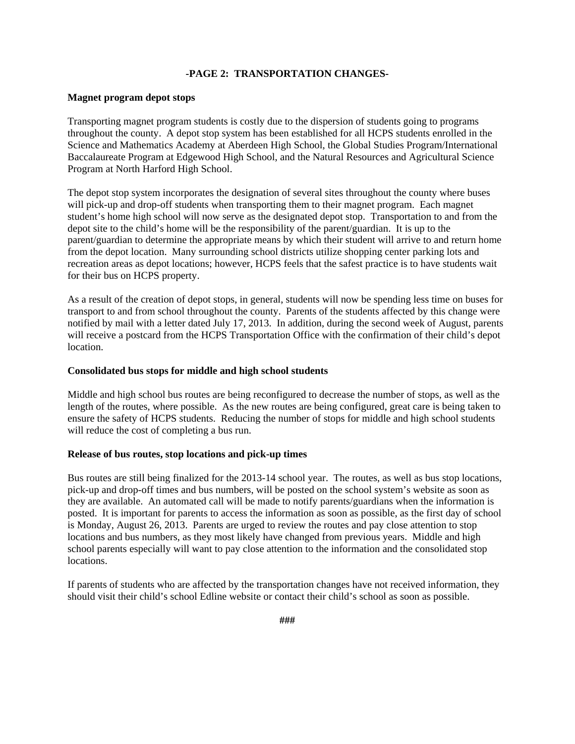## -PAGE 2: TRANSPORTATION CHANGES-

**Magnet program depot stops**

Transporting magnet program students is costly due to the dispersion of students going to programs throughout the county. A depot stop system has been established for all HCPS students enrolled in the Science and Mathematics Academy at Aberdeen High School, the Global Studies Program/International Baccalaureate Program at Edgewood High School, and the Natural Resources and Agricultural Science Program at North Harford High School.

The depot stop system incorporates the designation of several sites throughout the county where buses will pick-up and drop-off students when transporting them to their magnet program. Each magnet student's home high school will now serve as the designated depot stop. Transportation to and from the depot site to the child's home will be the responsibility of the parent/guardian. It is up to the parent/guardian to determine the appropriate means by which their student will arrive to and return home from the depot location. Many surrounding school districts utilize shopping center parking lots and recreation areas as depot locations; however, HCPS feels that the safest practice is to have students wait for their bus on HCPS property.

As a result of the creation of depot stops, in general, students will now be spending less time on buses for transport to and from school throughout the county. Parents of the students affected by this change were notified by mail with a letter dated July 17, 2013. In addition, during the second week of August, parents will receive a postcard from the HCPS Transportation Office with the confirmation of their child's depot location.

**Consolidated bus stops for middle and high school students**

Middle and high school bus routes are being reconfigured to decrease the number of stops, as well as the length of the routes, where possible. As the new routes are being configured, great care is being taken to ensure the safety of HCPS students. Reducing the number of stops for middle and high school students will reduce the cost of completing a bus run.

**Release of bus routes, stop locations and pick-up times**

Bus routes are still being finalized for the 2013-14 school year. The routes, as well as bus stop locations, pick-up and drop-off times and bus numbers, will be posted on the school system's website as soon as they are available. An automated call will be made to notify parents/guardians when the information is posted. It is important for parents to access the information as soon as possible, as the first day of school is Monday, August 26, 2013. Parents are urged to review the routes and pay close attention to stop locations and bus numbers, as they most likely have changed from previous years. Middle and high school parents especially will want to pay close attention to the information and the consolidated stop locations.

If parents of students who are affected by the transportation changes have not received information, they should visit their child's school Edline website or contact their child's school as soon as possible.

###